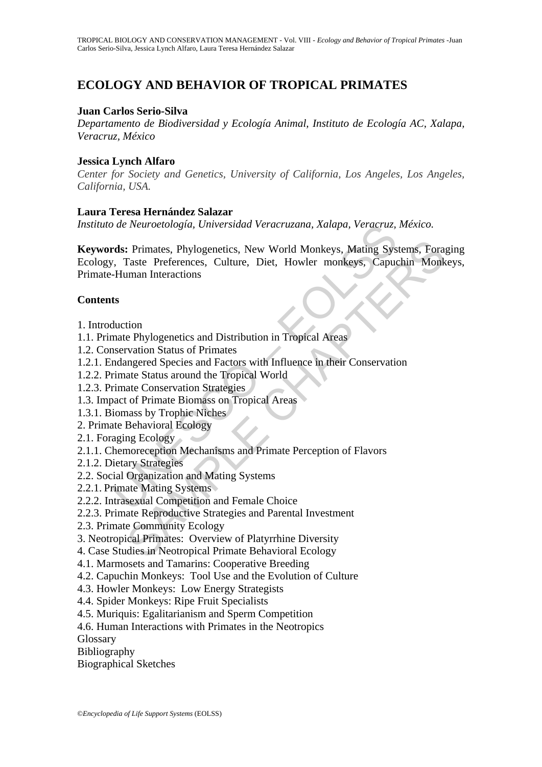# ECOLOGY AND BEHAVIOR OF TROPICAL PRIMATES

**Juan Carlos Serio-Silva**

*Departamento de Biodiversidad y Ecología Animal, Instituto de Ecología AC, Xalapa, Veracruz, México*

**Jessica Lynch Alfaro**

*Center for Society and Genetics, University of California, Los Angeles, Los Angeles, California, USA.*

**Laura Teresa Hernández Salazar**

*Instituto de Neuroetología, Universidad Veracruzana, Xalapa, Veracruz, México.*

**Keywords:** Primates, Phylogenetics, New World Monkeys, Mating Systems, Foraging Ecology, Taste Preferences, Culture, Diet, Howler monkeys, Capuchin Monkeys, Primate-Human Interactions

## Contents

1. Introduction
1.1. Primate Phylogenetics and Distribution in Tropical Areas
1.2. Conservation Status of Primates
1.2.1. Endangered Species and Factors with Influence in their Conservation
1.2.2. Primate Status around the Tropical World
1.2.3. Primate Conservation Strategies
1.3. Impact of Primate Biomass on Tropical Areas
1.3.1. Biomass by Trophic Niches
2. Primate Behavioral Ecology
2.1. Foraging Ecology
2.1.1. Chemoreception Mechanisms and Primate Perception of Flavors
2.1.2. Dietary Strategies
2.2. Social Organization and Mating Systems
2.2.1. Primate Mating Systems
2.2.2. Intrasexual Competition and Female Choice
2.2.3. Primate Reproductive Strategies and Parental Investment
2.3. Primate Community Ecology
3. Neotropical Primates: Overview of Platyrrhine Diversity
4. Case Studies in Neotropical Primate Behavioral Ecology
4.1. Marmosets and Tamarins: Cooperative Breeding
4.2. Capuchin Monkeys: Tool Use and the Evolution of Culture
4.3. Howler Monkeys: Low Energy Strategists
4.4. Spider Monkeys: Ripe Fruit Specialists
4.5. Muriquis: Egalitarianism and Sperm Competition
4.6. Human Interactions with Primates in the Neotropics
Glossary
Bibliography
Biographical Sketches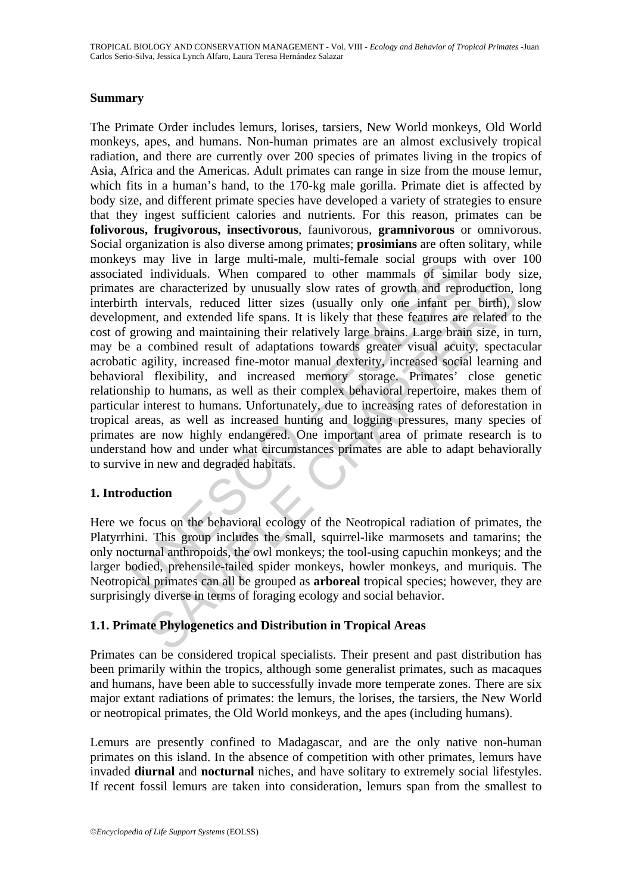## Summary

The Primate Order includes lemurs, lorises, tarsiers, New World monkeys, Old World monkeys, apes, and humans. Non-human primates are an almost exclusively tropical radiation, and there are currently over 200 species of primates living in the tropics of Asia, Africa and the Americas. Adult primates can range in size from the mouse lemur, which fits in a human's hand, to the 170-kg male gorilla. Primate diet is affected by body size, and different primate species have developed a variety of strategies to ensure that they ingest sufficient calories and nutrients. For this reason, primates can be **folivorous, frugivorous, insectivorous**, faunivorous, **gramnivorous** or omnivorous. Social organization is also diverse among primates; **prosimians** are often solitary, while monkeys may live in large multi-male, multi-female social groups with over 100 associated individuals. When compared to other mammals of similar body size, primates are characterized by unusually slow rates of growth and reproduction, long interbirth intervals, reduced litter sizes (usually only one infant per birth), slow development, and extended life spans. It is likely that these features are related to the cost of growing and maintaining their relatively large brains. Large brain size, in turn, may be a combined result of adaptations towards greater visual acuity, spectacular acrobatic agility, increased fine-motor manual dexterity, increased social learning and behavioral flexibility, and increased memory storage. Primates' close genetic relationship to humans, as well as their complex behavioral repertoire, makes them of particular interest to humans. Unfortunately, due to increasing rates of deforestation in tropical areas, as well as increased hunting and logging pressures, many species of primates are now highly endangered. One important area of primate research is to understand how and under what circumstances primates are able to adapt behaviorally to survive in new and degraded habitats.

## 1. Introduction

Here we focus on the behavioral ecology of the Neotropical radiation of primates, the Platyrrhini. This group includes the small, squirrel-like marmosets and tamarins; the only nocturnal anthropoids, the owl monkeys; the tool-using capuchin monkeys; and the larger bodied, prehensile-tailed spider monkeys, howler monkeys, and muriquis. The Neotropical primates can all be grouped as **arboreal** tropical species; however, they are surprisingly diverse in terms of foraging ecology and social behavior.

### 1.1. Primate Phylogenetics and Distribution in Tropical Areas

Primates can be considered tropical specialists. Their present and past distribution has been primarily within the tropics, although some generalist primates, such as macaques and humans, have been able to successfully invade more temperate zones. There are six major extant radiations of primates: the lemurs, the lorises, the tarsiers, the New World or neotropical primates, the Old World monkeys, and the apes (including humans).

Lemurs are presently confined to Madagascar, and are the only native non-human primates on this island. In the absence of competition with other primates, lemurs have invaded **diurnal** and **nocturnal** niches, and have solitary to extremely social lifestyles. If recent fossil lemurs are taken into consideration, lemurs span from the smallest to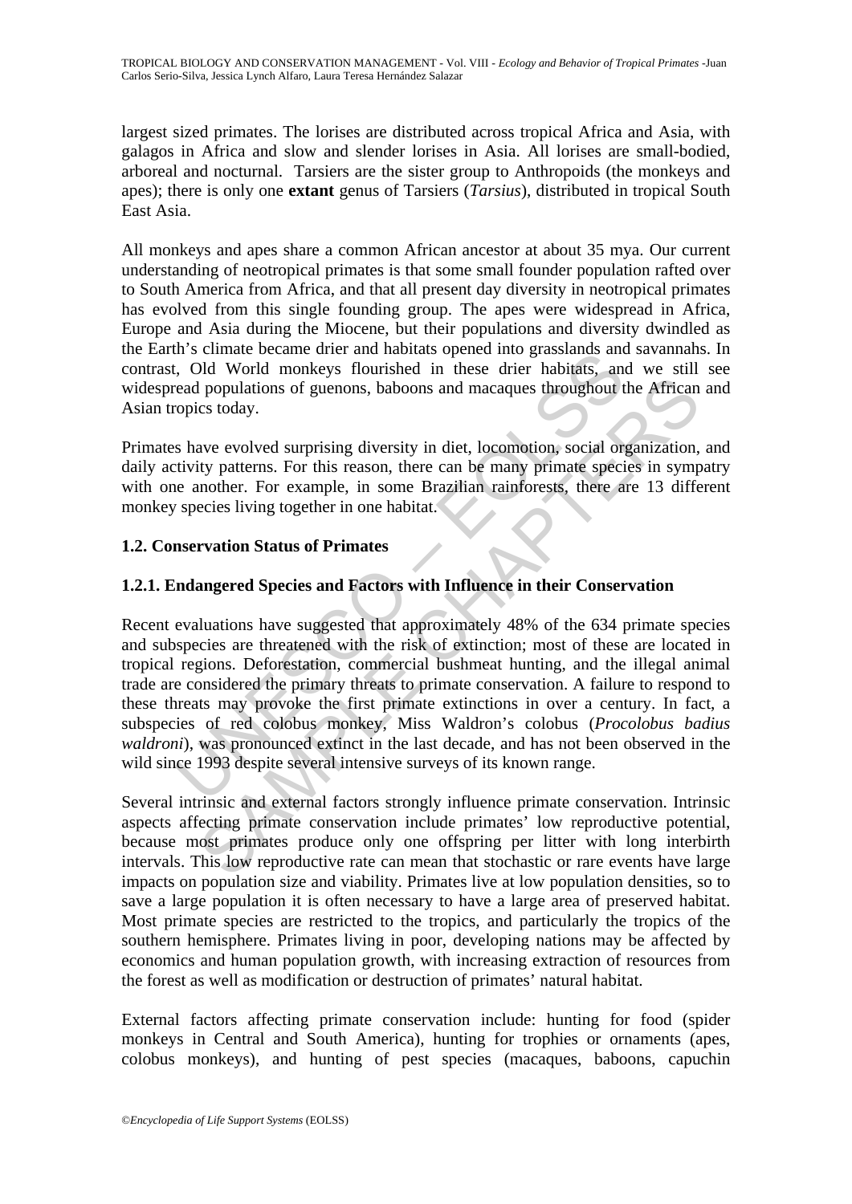largest sized primates. The lorises are distributed across tropical Africa and Asia, with galagos in Africa and slow and slender lorises in Asia. All lorises are small-bodied, arboreal and nocturnal. Tarsiers are the sister group to Anthropoids (the monkeys and apes); there is only one **extant** genus of Tarsiers (*Tarsius*), distributed in tropical South East Asia.

All monkeys and apes share a common African ancestor at about 35 mya. Our current understanding of neotropical primates is that some small founder population rafted over to South America from Africa, and that all present day diversity in neotropical primates has evolved from this single founding group. The apes were widespread in Africa, Europe and Asia during the Miocene, but their populations and diversity dwindled as the Earth's climate became drier and habitats opened into grasslands and savannahs. In contrast, Old World monkeys flourished in these drier habitats, and we still see widespread populations of guenons, baboons and macaques throughout the African and Asian tropics today.

Primates have evolved surprising diversity in diet, locomotion, social organization, and daily activity patterns. For this reason, there can be many primate species in sympatry with one another. For example, in some Brazilian rainforests, there are 13 different monkey species living together in one habitat.

### 1.2. Conservation Status of Primates

#### 1.2.1. Endangered Species and Factors with Influence in their Conservation

Recent evaluations have suggested that approximately 48% of the 634 primate species and subspecies are threatened with the risk of extinction; most of these are located in tropical regions. Deforestation, commercial bushmeat hunting, and the illegal animal trade are considered the primary threats to primate conservation. A failure to respond to these threats may provoke the first primate extinctions in over a century. In fact, a subspecies of red colobus monkey, Miss Waldron's colobus (*Procolobus badius waldroni*), was pronounced extinct in the last decade, and has not been observed in the wild since 1993 despite several intensive surveys of its known range.

Several intrinsic and external factors strongly influence primate conservation. Intrinsic aspects affecting primate conservation include primates' low reproductive potential, because most primates produce only one offspring per litter with long interbirth intervals. This low reproductive rate can mean that stochastic or rare events have large impacts on population size and viability. Primates live at low population densities, so to save a large population it is often necessary to have a large area of preserved habitat. Most primate species are restricted to the tropics, and particularly the tropics of the southern hemisphere. Primates living in poor, developing nations may be affected by economics and human population growth, with increasing extraction of resources from the forest as well as modification or destruction of primates' natural habitat.

External factors affecting primate conservation include: hunting for food (spider monkeys in Central and South America), hunting for trophies or ornaments (apes, colobus monkeys), and hunting of pest species (macaques, baboons, capuchin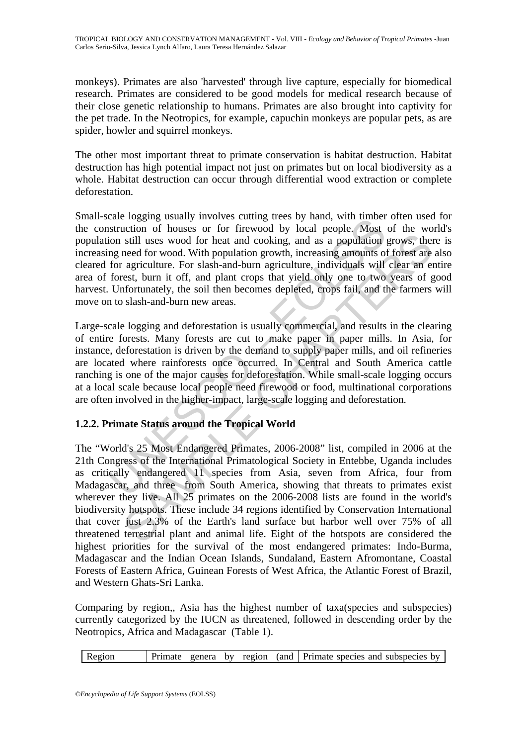monkeys). Primates are also 'harvested' through live capture, especially for biomedical research. Primates are considered to be good models for medical research because of their close genetic relationship to humans. Primates are also brought into captivity for the pet trade. In the Neotropics, for example, capuchin monkeys are popular pets, as are spider, howler and squirrel monkeys.

The other most important threat to primate conservation is habitat destruction. Habitat destruction has high potential impact not just on primates but on local biodiversity as a whole. Habitat destruction can occur through differential wood extraction or complete deforestation.

Small-scale logging usually involves cutting trees by hand, with timber often used for the construction of houses or for firewood by local people. Most of the world's population still uses wood for heat and cooking, and as a population grows, there is increasing need for wood. With population growth, increasing amounts of forest are also cleared for agriculture. For slash-and-burn agriculture, individuals will clear an entire area of forest, burn it off, and plant crops that yield only one to two years of good harvest. Unfortunately, the soil then becomes depleted, crops fail, and the farmers will move on to slash-and-burn new areas.

Large-scale logging and deforestation is usually commercial, and results in the clearing of entire forests. Many forests are cut to make paper in paper mills. In Asia, for instance, deforestation is driven by the demand to supply paper mills, and oil refineries are located where rainforests once occurred. In Central and South America cattle ranching is one of the major causes for deforestation. While small-scale logging occurs at a local scale because local people need firewood or food, multinational corporations are often involved in the higher-impact, large-scale logging and deforestation.

### 1.2.2. Primate Status around the Tropical World

The "World's 25 Most Endangered Primates, 2006-2008" list, compiled in 2006 at the 21th Congress of the International Primatological Society in Entebbe, Uganda includes as critically endangered 11 species from Asia, seven from Africa, four from Madagascar, and three from South America, showing that threats to primates exist wherever they live. All 25 primates on the 2006-2008 lists are found in the world's biodiversity hotspots. These include 34 regions identified by Conservation International that cover just 2.3% of the Earth's land surface but harbor well over 75% of all threatened terrestrial plant and animal life. Eight of the hotspots are considered the highest priorities for the survival of the most endangered primates: Indo-Burma, Madagascar and the Indian Ocean Islands, Sundaland, Eastern Afromontane, Coastal Forests of Eastern Africa, Guinean Forests of West Africa, the Atlantic Forest of Brazil, and Western Ghats-Sri Lanka.

Comparing by region,, Asia has the highest number of taxa(species and subspecies) currently categorized by the IUCN as threatened, followed in descending order by the Neotropics, Africa and Madagascar (Table 1).

| Region | Primate genera by region (and | Primate species and subspecies by |
|---|---|---|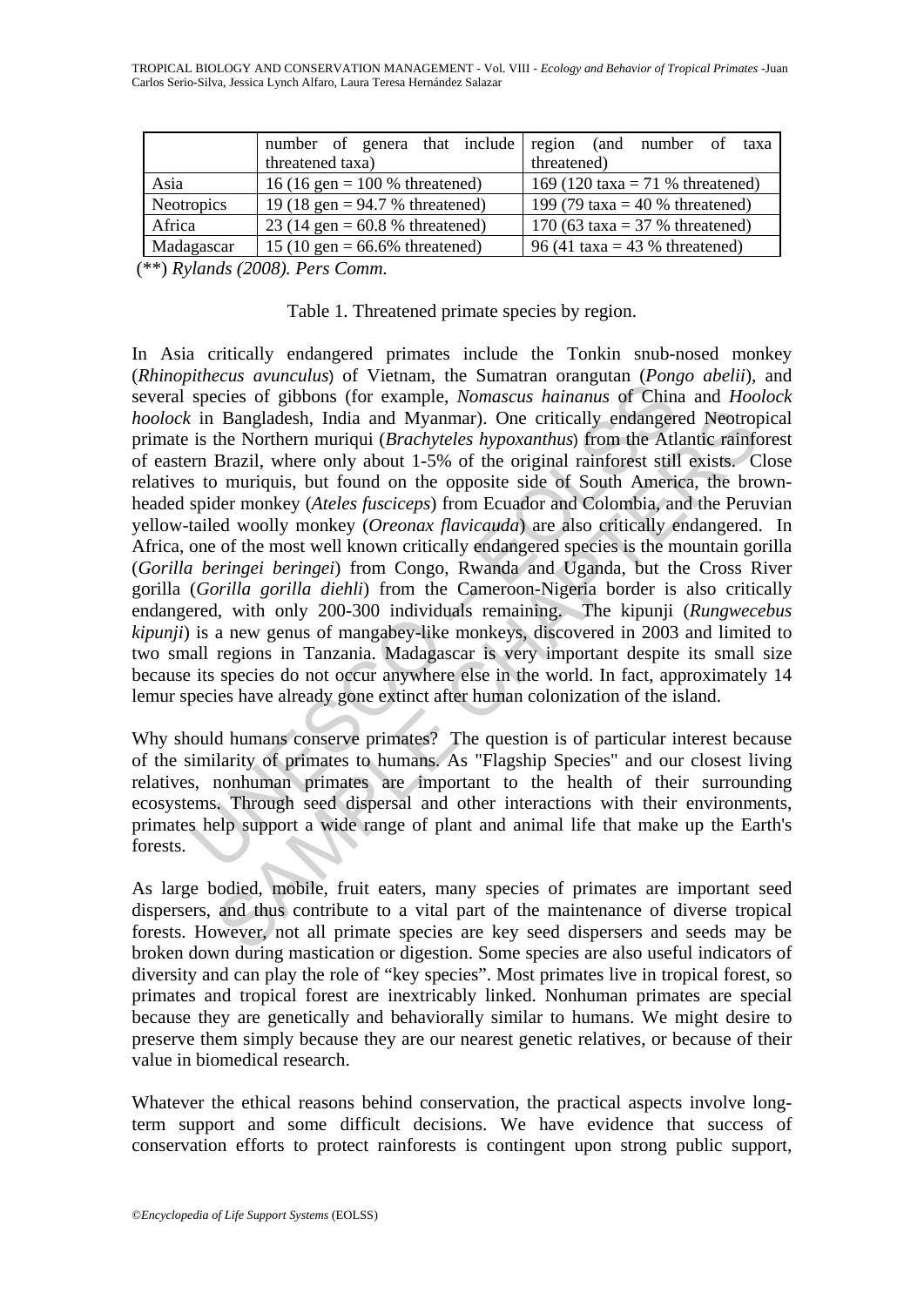| | number of genera that include threatened taxa) | region (and number of taxa threatened) |
|---|---|---|
| Asia | 16 (16 gen = 100 % threatened) | 169 (120 taxa = 71 % threatened) |
| Neotropics | 19 (18 gen = 94.7 % threatened) | 199 (79 taxa = 40 % threatened) |
| Africa | 23 (14 gen = 60.8 % threatened) | 170 (63 taxa = 37 % threatened) |
| Madagascar | 15 (10 gen = 66.6% threatened) | 96 (41 taxa = 43 % threatened) |

(**) *Rylands (2008). Pers Comm.*

Table 1. Threatened primate species by region.

In Asia critically endangered primates include the Tonkin snub-nosed monkey (*Rhinopithecus avunculus*) of Vietnam, the Sumatran orangutan (*Pongo abelii*), and several species of gibbons (for example, *Nomascus hainanus* of China and *Hoolock hoolock* in Bangladesh, India and Myanmar). One critically endangered Neotropical primate is the Northern muriqui (*Brachyteles hypoxanthus*) from the Atlantic rainforest of eastern Brazil, where only about 1-5% of the original rainforest still exists. Close relatives to muriquis, but found on the opposite side of South America, the brown-headed spider monkey (*Ateles fusciceps*) from Ecuador and Colombia, and the Peruvian yellow-tailed woolly monkey (*Oreonax flavicauda*) are also critically endangered. In Africa, one of the most well known critically endangered species is the mountain gorilla (*Gorilla beringei beringei*) from Congo, Rwanda and Uganda, but the Cross River gorilla (*Gorilla gorilla diehli*) from the Cameroon-Nigeria border is also critically endangered, with only 200-300 individuals remaining. The kipunji (*Rungwecebus kipunji*) is a new genus of mangabey-like monkeys, discovered in 2003 and limited to two small regions in Tanzania. Madagascar is very important despite its small size because its species do not occur anywhere else in the world. In fact, approximately 14 lemur species have already gone extinct after human colonization of the island.

Why should humans conserve primates? The question is of particular interest because of the similarity of primates to humans. As "Flagship Species" and our closest living relatives, nonhuman primates are important to the health of their surrounding ecosystems. Through seed dispersal and other interactions with their environments, primates help support a wide range of plant and animal life that make up the Earth's forests.

As large bodied, mobile, fruit eaters, many species of primates are important seed dispersers, and thus contribute to a vital part of the maintenance of diverse tropical forests. However, not all primate species are key seed dispersers and seeds may be broken down during mastication or digestion. Some species are also useful indicators of diversity and can play the role of "key species". Most primates live in tropical forest, so primates and tropical forest are inextricably linked. Nonhuman primates are special because they are genetically and behaviorally similar to humans. We might desire to preserve them simply because they are our nearest genetic relatives, or because of their value in biomedical research.

Whatever the ethical reasons behind conservation, the practical aspects involve long-term support and some difficult decisions. We have evidence that success of conservation efforts to protect rainforests is contingent upon strong public support,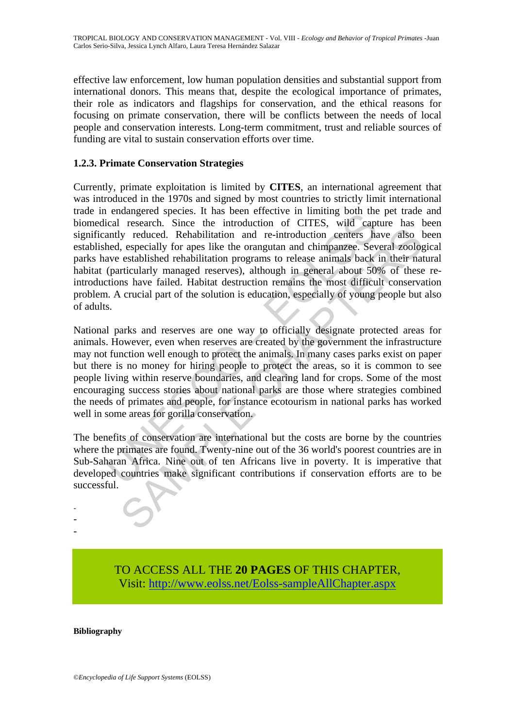effective law enforcement, low human population densities and substantial support from international donors. This means that, despite the ecological importance of primates, their role as indicators and flagships for conservation, and the ethical reasons for focusing on primate conservation, there will be conflicts between the needs of local people and conservation interests. Long-term commitment, trust and reliable sources of funding are vital to sustain conservation efforts over time.

### 1.2.3. Primate Conservation Strategies

Currently, primate exploitation is limited by **CITES**, an international agreement that was introduced in the 1970s and signed by most countries to strictly limit international trade in endangered species. It has been effective in limiting both the pet trade and biomedical research. Since the introduction of CITES, wild capture has been significantly reduced. Rehabilitation and re-introduction centers have also been established, especially for apes like the orangutan and chimpanzee. Several zoological parks have established rehabilitation programs to release animals back in their natural habitat (particularly managed reserves), although in general about 50% of these re-introductions have failed. Habitat destruction remains the most difficult conservation problem. A crucial part of the solution is education, especially of young people but also of adults.

National parks and reserves are one way to officially designate protected areas for animals. However, even when reserves are created by the government the infrastructure may not function well enough to protect the animals. In many cases parks exist on paper but there is no money for hiring people to protect the areas, so it is common to see people living within reserve boundaries, and clearing land for crops. Some of the most encouraging success stories about national parks are those where strategies combined the needs of primates and people, for instance ecotourism in national parks has worked well in some areas for gorilla conservation.

The benefits of conservation are international but the costs are borne by the countries where the primates are found. Twenty-nine out of the 36 world's poorest countries are in Sub-Saharan Africa. Nine out of ten Africans live in poverty. It is imperative that developed countries make significant contributions if conservation efforts are to be successful.

-
-
-

TO ACCESS ALL THE **20 PAGES** OF THIS CHAPTER,
Visit: http://www.eolss.net/Eolss-sampleAllChapter.aspx

**Bibliography**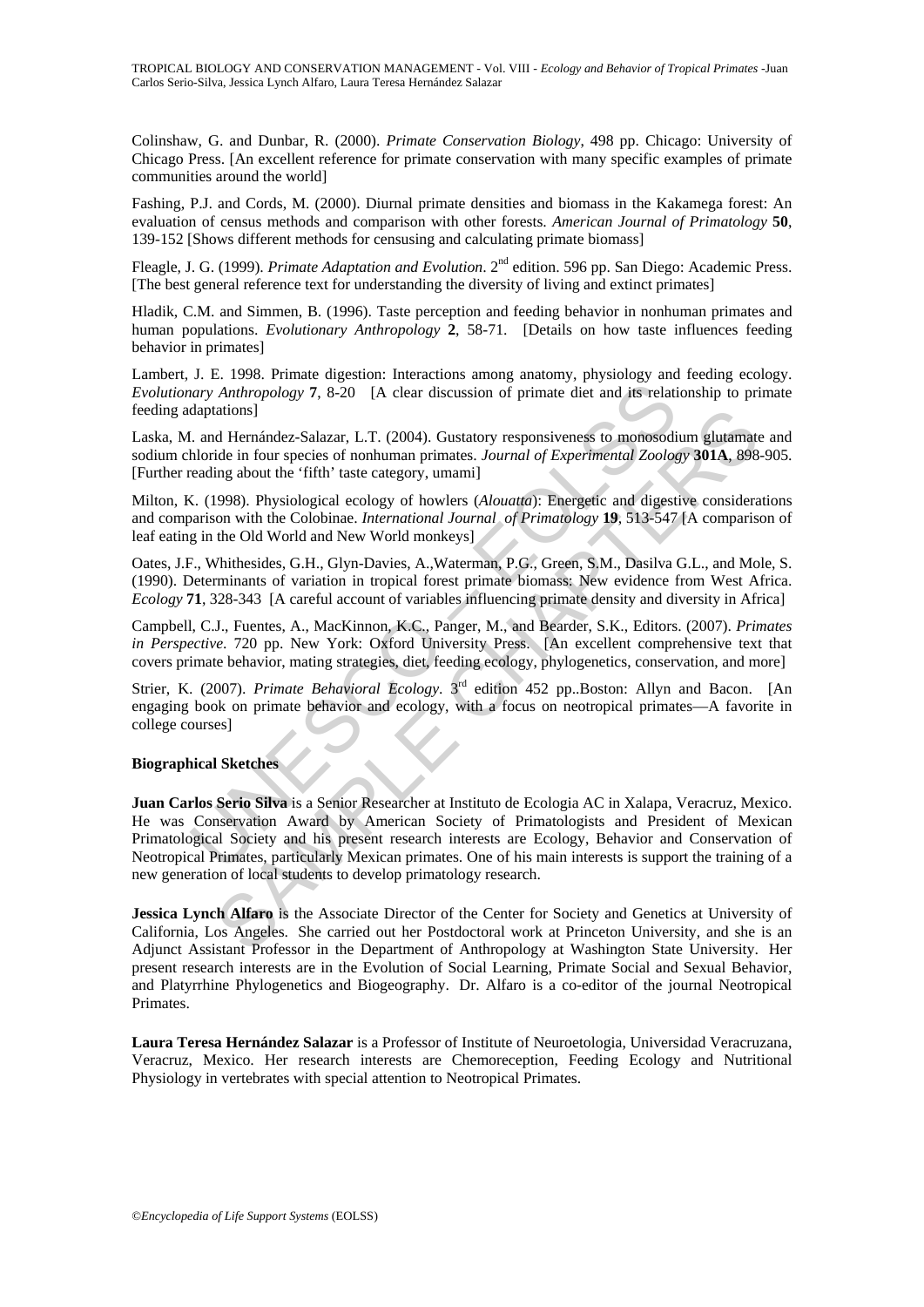Colinshaw, G. and Dunbar, R. (2000). *Primate Conservation Biology*, 498 pp. Chicago: University of Chicago Press. [An excellent reference for primate conservation with many specific examples of primate communities around the world]

Fashing, P.J. and Cords, M. (2000). Diurnal primate densities and biomass in the Kakamega forest: An evaluation of census methods and comparison with other forests. *American Journal of Primatology* **50**, 139-152 [Shows different methods for censusing and calculating primate biomass]

Fleagle, J. G. (1999). *Primate Adaptation and Evolution*. 2nd edition. 596 pp. San Diego: Academic Press. [The best general reference text for understanding the diversity of living and extinct primates]

Hladik, C.M. and Simmen, B. (1996). Taste perception and feeding behavior in nonhuman primates and human populations. *Evolutionary Anthropology* **2**, 58-71. [Details on how taste influences feeding behavior in primates]

Lambert, J. E. 1998. Primate digestion: Interactions among anatomy, physiology and feeding ecology. *Evolutionary Anthropology* **7**, 8-20 [A clear discussion of primate diet and its relationship to primate feeding adaptations]

Laska, M. and Hernández-Salazar, L.T. (2004). Gustatory responsiveness to monosodium glutamate and sodium chloride in four species of nonhuman primates. *Journal of Experimental Zoology* **301A**, 898-905. [Further reading about the 'fifth' taste category, umami]

Milton, K. (1998). Physiological ecology of howlers (*Alouatta*): Energetic and digestive considerations and comparison with the Colobinae. *International Journal of Primatology* **19**, 513-547 [A comparison of leaf eating in the Old World and New World monkeys]

Oates, J.F., Whithesides, G.H., Glyn-Davies, A.,Waterman, P.G., Green, S.M., Dasilva G.L., and Mole, S. (1990). Determinants of variation in tropical forest primate biomass: New evidence from West Africa. *Ecology* **71**, 328-343 [A careful account of variables influencing primate density and diversity in Africa]

Campbell, C.J., Fuentes, A., MacKinnon, K.C., Panger, M., and Bearder, S.K., Editors. (2007). *Primates in Perspective*. 720 pp. New York: Oxford University Press. [An excellent comprehensive text that covers primate behavior, mating strategies, diet, feeding ecology, phylogenetics, conservation, and more]

Strier, K. (2007). *Primate Behavioral Ecology*. 3rd edition 452 pp..Boston: Allyn and Bacon. [An engaging book on primate behavior and ecology, with a focus on neotropical primates—A favorite in college courses]

**Biographical Sketches**

**Juan Carlos Serio Silva** is a Senior Researcher at Instituto de Ecologia AC in Xalapa, Veracruz, Mexico. He was Conservation Award by American Society of Primatologists and President of Mexican Primatological Society and his present research interests are Ecology, Behavior and Conservation of Neotropical Primates, particularly Mexican primates. One of his main interests is support the training of a new generation of local students to develop primatology research.

**Jessica Lynch Alfaro** is the Associate Director of the Center for Society and Genetics at University of California, Los Angeles. She carried out her Postdoctoral work at Princeton University, and she is an Adjunct Assistant Professor in the Department of Anthropology at Washington State University. Her present research interests are in the Evolution of Social Learning, Primate Social and Sexual Behavior, and Platyrrhine Phylogenetics and Biogeography. Dr. Alfaro is a co-editor of the journal Neotropical Primates.

**Laura Teresa Hernández Salazar** is a Professor of Institute of Neuroetologia, Universidad Veracruzana, Veracruz, Mexico. Her research interests are Chemoreception, Feeding Ecology and Nutritional Physiology in vertebrates with special attention to Neotropical Primates.